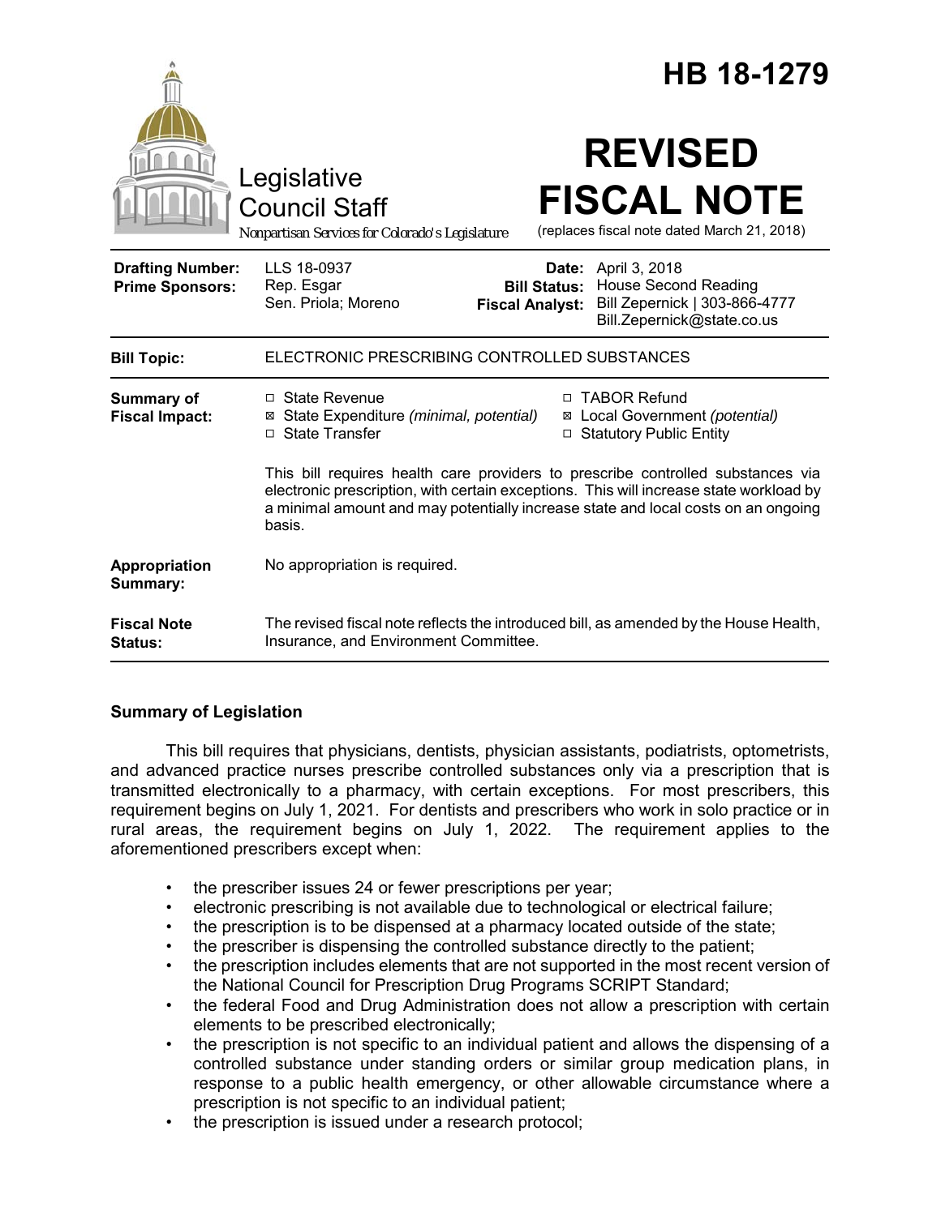# HB 18-1279

Legislative Council Staff

*Nonpartisan Services for Colorado's Legislature*

# REVISED FISCAL NOTE

(replaces fiscal note dated March 21, 2018)

| | | | |
|---|---|---|---|
| **Drafting Number:** | LLS 18-0937 | **Date:** | April 3, 2018 |
| **Prime Sponsors:** | Rep. Esgar<br>Sen. Priola; Moreno | **Bill Status:** | House Second Reading |
| | | **Fiscal Analyst:** | Bill Zepernick \| 303-866-4777<br>Bill.Zepernick@state.co.us |

| | |
|---|---|
| **Bill Topic:** | ELECTRONIC PRESCRIBING CONTROLLED SUBSTANCES |

**Summary of Fiscal Impact:**

- ☐ State Revenue
- ☒ State Expenditure *(minimal, potential)*
- ☐ State Transfer
- ☐ TABOR Refund
- ☒ Local Government *(potential)*
- ☐ Statutory Public Entity

This bill requires health care providers to prescribe controlled substances via electronic prescription, with certain exceptions. This will increase state workload by a minimal amount and may potentially increase state and local costs on an ongoing basis.

**Appropriation Summary:** No appropriation is required.

**Fiscal Note Status:** The revised fiscal note reflects the introduced bill, as amended by the House Health, Insurance, and Environment Committee.

## Summary of Legislation

This bill requires that physicians, dentists, physician assistants, podiatrists, optometrists, and advanced practice nurses prescribe controlled substances only via a prescription that is transmitted electronically to a pharmacy, with certain exceptions. For most prescribers, this requirement begins on July 1, 2021. For dentists and prescribers who work in solo practice or in rural areas, the requirement begins on July 1, 2022. The requirement applies to the aforementioned prescribers except when:

- the prescriber issues 24 or fewer prescriptions per year;
- electronic prescribing is not available due to technological or electrical failure;
- the prescription is to be dispensed at a pharmacy located outside of the state;
- the prescriber is dispensing the controlled substance directly to the patient;
- the prescription includes elements that are not supported in the most recent version of the National Council for Prescription Drug Programs SCRIPT Standard;
- the federal Food and Drug Administration does not allow a prescription with certain elements to be prescribed electronically;
- the prescription is not specific to an individual patient and allows the dispensing of a controlled substance under standing orders or similar group medication plans, in response to a public health emergency, or other allowable circumstance where a prescription is not specific to an individual patient;
- the prescription is issued under a research protocol;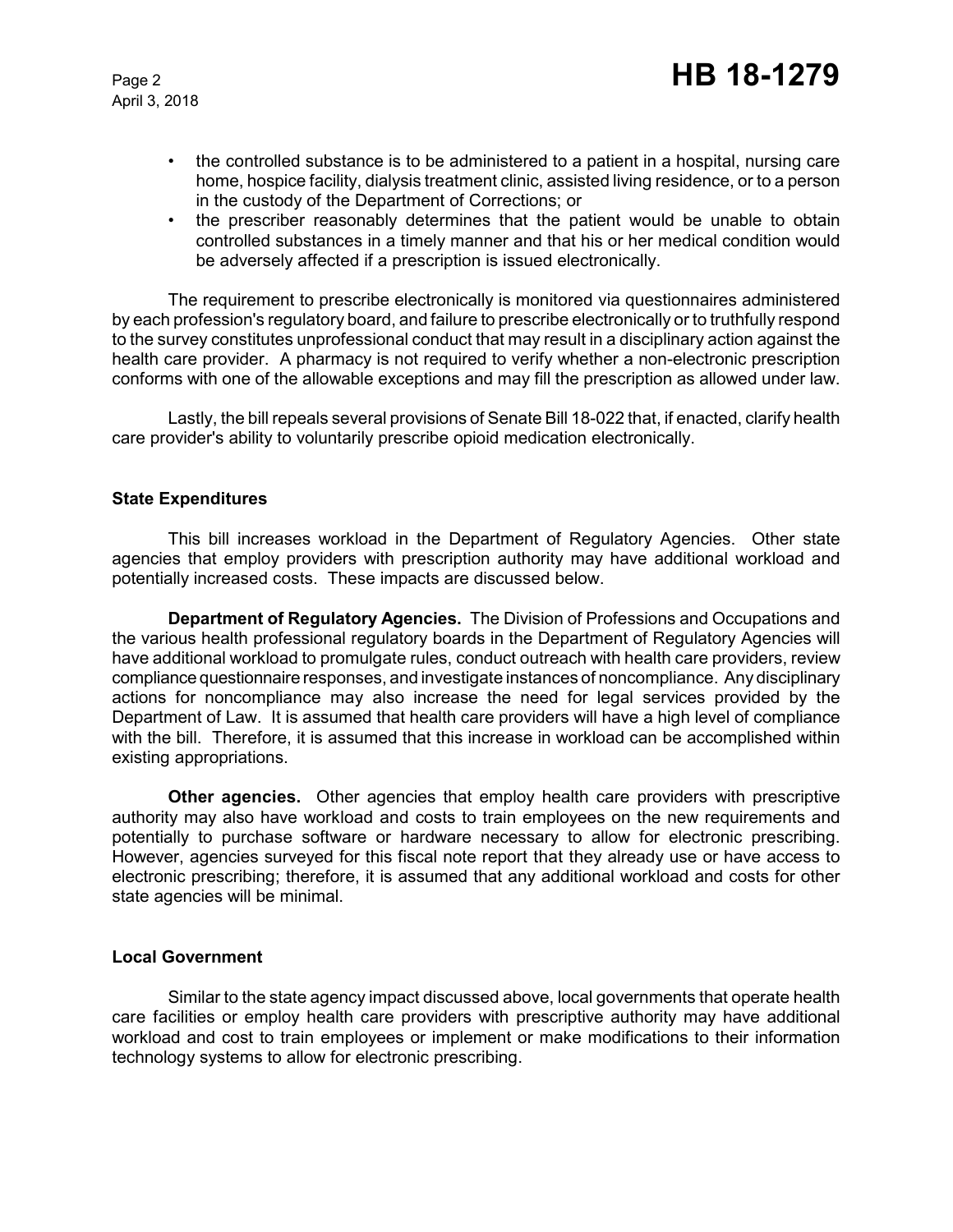- the controlled substance is to be administered to a patient in a hospital, nursing care home, hospice facility, dialysis treatment clinic, assisted living residence, or to a person in the custody of the Department of Corrections; or
- the prescriber reasonably determines that the patient would be unable to obtain controlled substances in a timely manner and that his or her medical condition would be adversely affected if a prescription is issued electronically.

The requirement to prescribe electronically is monitored via questionnaires administered by each profession's regulatory board, and failure to prescribe electronically or to truthfully respond to the survey constitutes unprofessional conduct that may result in a disciplinary action against the health care provider. A pharmacy is not required to verify whether a non-electronic prescription conforms with one of the allowable exceptions and may fill the prescription as allowed under law.

Lastly, the bill repeals several provisions of Senate Bill 18-022 that, if enacted, clarify health care provider's ability to voluntarily prescribe opioid medication electronically.

### State Expenditures

This bill increases workload in the Department of Regulatory Agencies. Other state agencies that employ providers with prescription authority may have additional workload and potentially increased costs. These impacts are discussed below.

**Department of Regulatory Agencies.** The Division of Professions and Occupations and the various health professional regulatory boards in the Department of Regulatory Agencies will have additional workload to promulgate rules, conduct outreach with health care providers, review compliance questionnaire responses, and investigate instances of noncompliance. Any disciplinary actions for noncompliance may also increase the need for legal services provided by the Department of Law. It is assumed that health care providers will have a high level of compliance with the bill. Therefore, it is assumed that this increase in workload can be accomplished within existing appropriations.

**Other agencies.** Other agencies that employ health care providers with prescriptive authority may also have workload and costs to train employees on the new requirements and potentially to purchase software or hardware necessary to allow for electronic prescribing. However, agencies surveyed for this fiscal note report that they already use or have access to electronic prescribing; therefore, it is assumed that any additional workload and costs for other state agencies will be minimal.

### Local Government

Similar to the state agency impact discussed above, local governments that operate health care facilities or employ health care providers with prescriptive authority may have additional workload and cost to train employees or implement or make modifications to their information technology systems to allow for electronic prescribing.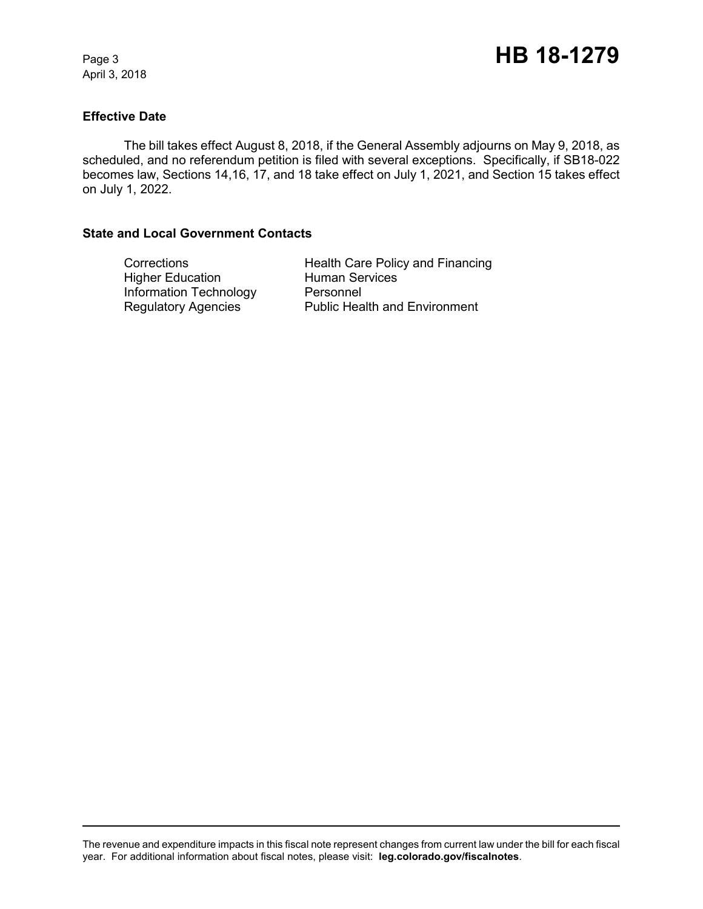### Effective Date

The bill takes effect August 8, 2018, if the General Assembly adjourns on May 9, 2018, as scheduled, and no referendum petition is filed with several exceptions. Specifically, if SB18-022 becomes law, Sections 14,16, 17, and 18 take effect on July 1, 2021, and Section 15 takes effect on July 1, 2022.

### State and Local Government Contacts

| | |
|---|---|
| Corrections | Health Care Policy and Financing |
| Higher Education | Human Services |
| Information Technology | Personnel |
| Regulatory Agencies | Public Health and Environment |

The revenue and expenditure impacts in this fiscal note represent changes from current law under the bill for each fiscal year. For additional information about fiscal notes, please visit: **leg.colorado.gov/fiscalnotes**.